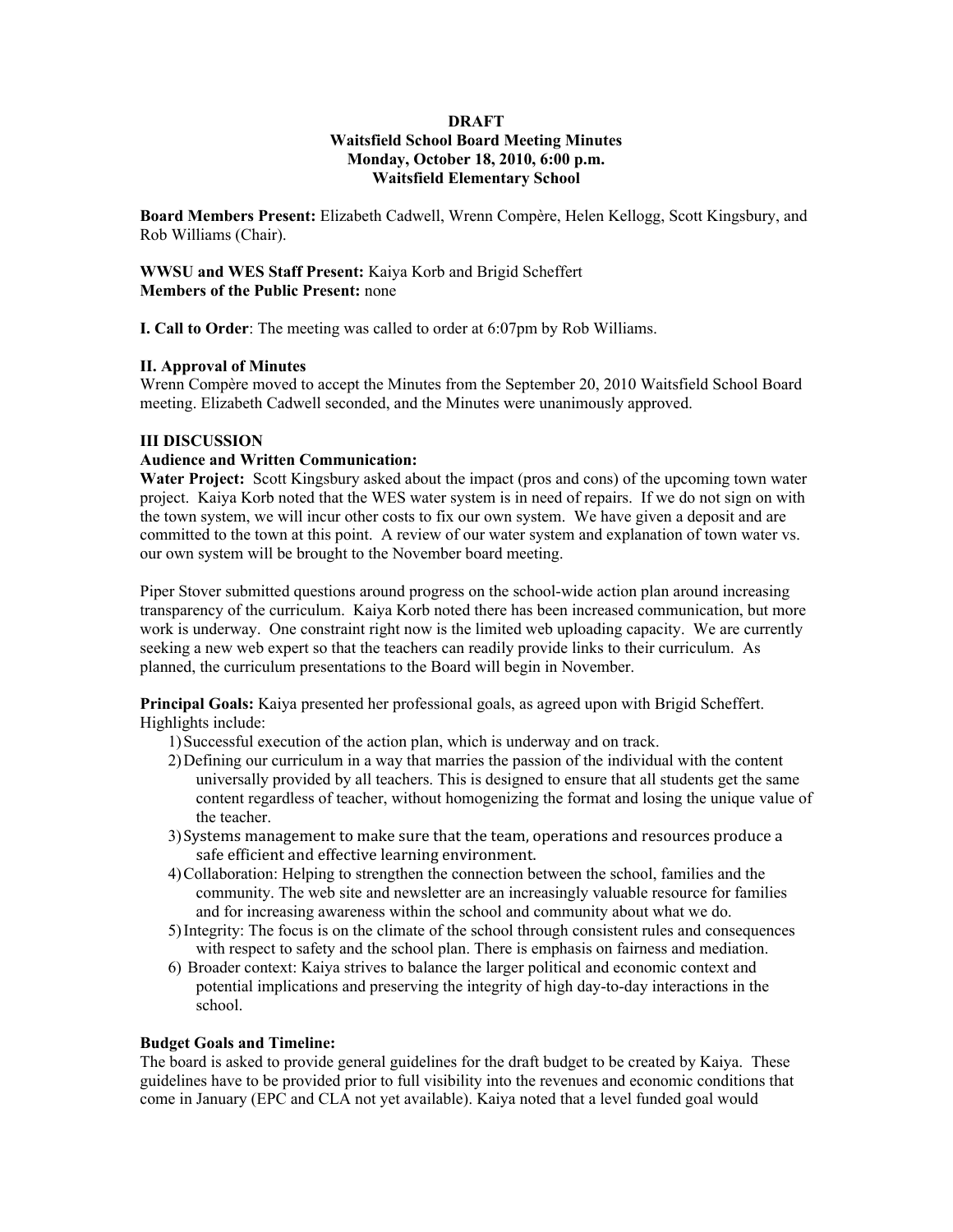**DRAFT**
**Waitsfield School Board Meeting Minutes**
**Monday, October 18, 2010, 6:00 p.m.**
**Waitsfield Elementary School**

**Board Members Present:** Elizabeth Cadwell, Wrenn Compère, Helen Kellogg, Scott Kingsbury, and Rob Williams (Chair).

**WWSU and WES Staff Present:** Kaiya Korb and Brigid Scheffert
**Members of the Public Present:** none

**I. Call to Order**: The meeting was called to order at 6:07pm by Rob Williams.

**II. Approval of Minutes**
Wrenn Compère moved to accept the Minutes from the September 20, 2010 Waitsfield School Board meeting. Elizabeth Cadwell seconded, and the Minutes were unanimously approved.

**III DISCUSSION**
**Audience and Written Communication:**
**Water Project:** Scott Kingsbury asked about the impact (pros and cons) of the upcoming town water project. Kaiya Korb noted that the WES water system is in need of repairs. If we do not sign on with the town system, we will incur other costs to fix our own system. We have given a deposit and are committed to the town at this point. A review of our water system and explanation of town water vs. our own system will be brought to the November board meeting.

Piper Stover submitted questions around progress on the school-wide action plan around increasing transparency of the curriculum. Kaiya Korb noted there has been increased communication, but more work is underway. One constraint right now is the limited web uploading capacity. We are currently seeking a new web expert so that the teachers can readily provide links to their curriculum. As planned, the curriculum presentations to the Board will begin in November.

**Principal Goals:** Kaiya presented her professional goals, as agreed upon with Brigid Scheffert. Highlights include:

1) Successful execution of the action plan, which is underway and on track.
2) Defining our curriculum in a way that marries the passion of the individual with the content universally provided by all teachers. This is designed to ensure that all students get the same content regardless of teacher, without homogenizing the format and losing the unique value of the teacher.
3) Systems management to make sure that the team, operations and resources produce a safe efficient and effective learning environment.
4) Collaboration: Helping to strengthen the connection between the school, families and the community. The web site and newsletter are an increasingly valuable resource for families and for increasing awareness within the school and community about what we do.
5) Integrity: The focus is on the climate of the school through consistent rules and consequences with respect to safety and the school plan. There is emphasis on fairness and mediation.
6) Broader context: Kaiya strives to balance the larger political and economic context and potential implications and preserving the integrity of high day-to-day interactions in the school.

**Budget Goals and Timeline:**
The board is asked to provide general guidelines for the draft budget to be created by Kaiya. These guidelines have to be provided prior to full visibility into the revenues and economic conditions that come in January (EPC and CLA not yet available). Kaiya noted that a level funded goal would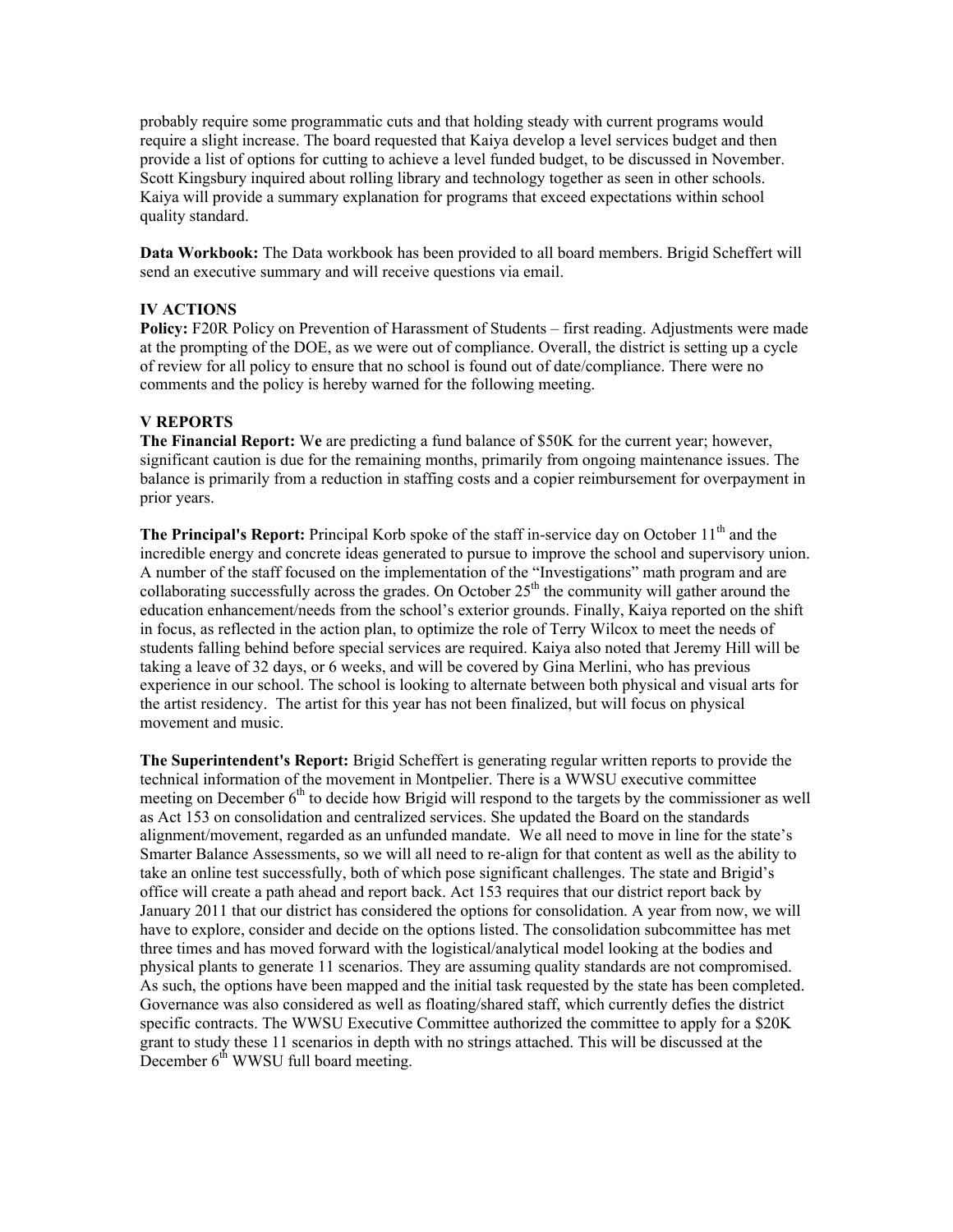probably require some programmatic cuts and that holding steady with current programs would require a slight increase. The board requested that Kaiya develop a level services budget and then provide a list of options for cutting to achieve a level funded budget, to be discussed in November. Scott Kingsbury inquired about rolling library and technology together as seen in other schools. Kaiya will provide a summary explanation for programs that exceed expectations within school quality standard.

**Data Workbook:** The Data workbook has been provided to all board members. Brigid Scheffert will send an executive summary and will receive questions via email.

**IV ACTIONS**

**Policy:** F20R Policy on Prevention of Harassment of Students – first reading. Adjustments were made at the prompting of the DOE, as we were out of compliance. Overall, the district is setting up a cycle of review for all policy to ensure that no school is found out of date/compliance. There were no comments and the policy is hereby warned for the following meeting.

**V REPORTS**

**The Financial Report:** We are predicting a fund balance of $50K for the current year; however, significant caution is due for the remaining months, primarily from ongoing maintenance issues. The balance is primarily from a reduction in staffing costs and a copier reimbursement for overpayment in prior years.

**The Principal's Report:** Principal Korb spoke of the staff in-service day on October 11th and the incredible energy and concrete ideas generated to pursue to improve the school and supervisory union. A number of the staff focused on the implementation of the "Investigations" math program and are collaborating successfully across the grades. On October 25th the community will gather around the education enhancement/needs from the school's exterior grounds. Finally, Kaiya reported on the shift in focus, as reflected in the action plan, to optimize the role of Terry Wilcox to meet the needs of students falling behind before special services are required. Kaiya also noted that Jeremy Hill will be taking a leave of 32 days, or 6 weeks, and will be covered by Gina Merlini, who has previous experience in our school. The school is looking to alternate between both physical and visual arts for the artist residency. The artist for this year has not been finalized, but will focus on physical movement and music.

**The Superintendent's Report:** Brigid Scheffert is generating regular written reports to provide the technical information of the movement in Montpelier. There is a WWSU executive committee meeting on December 6th to decide how Brigid will respond to the targets by the commissioner as well as Act 153 on consolidation and centralized services. She updated the Board on the standards alignment/movement, regarded as an unfunded mandate. We all need to move in line for the state's Smarter Balance Assessments, so we will all need to re-align for that content as well as the ability to take an online test successfully, both of which pose significant challenges. The state and Brigid's office will create a path ahead and report back. Act 153 requires that our district report back by January 2011 that our district has considered the options for consolidation. A year from now, we will have to explore, consider and decide on the options listed. The consolidation subcommittee has met three times and has moved forward with the logistical/analytical model looking at the bodies and physical plants to generate 11 scenarios. They are assuming quality standards are not compromised. As such, the options have been mapped and the initial task requested by the state has been completed. Governance was also considered as well as floating/shared staff, which currently defies the district specific contracts. The WWSU Executive Committee authorized the committee to apply for a $20K grant to study these 11 scenarios in depth with no strings attached. This will be discussed at the December 6th WWSU full board meeting.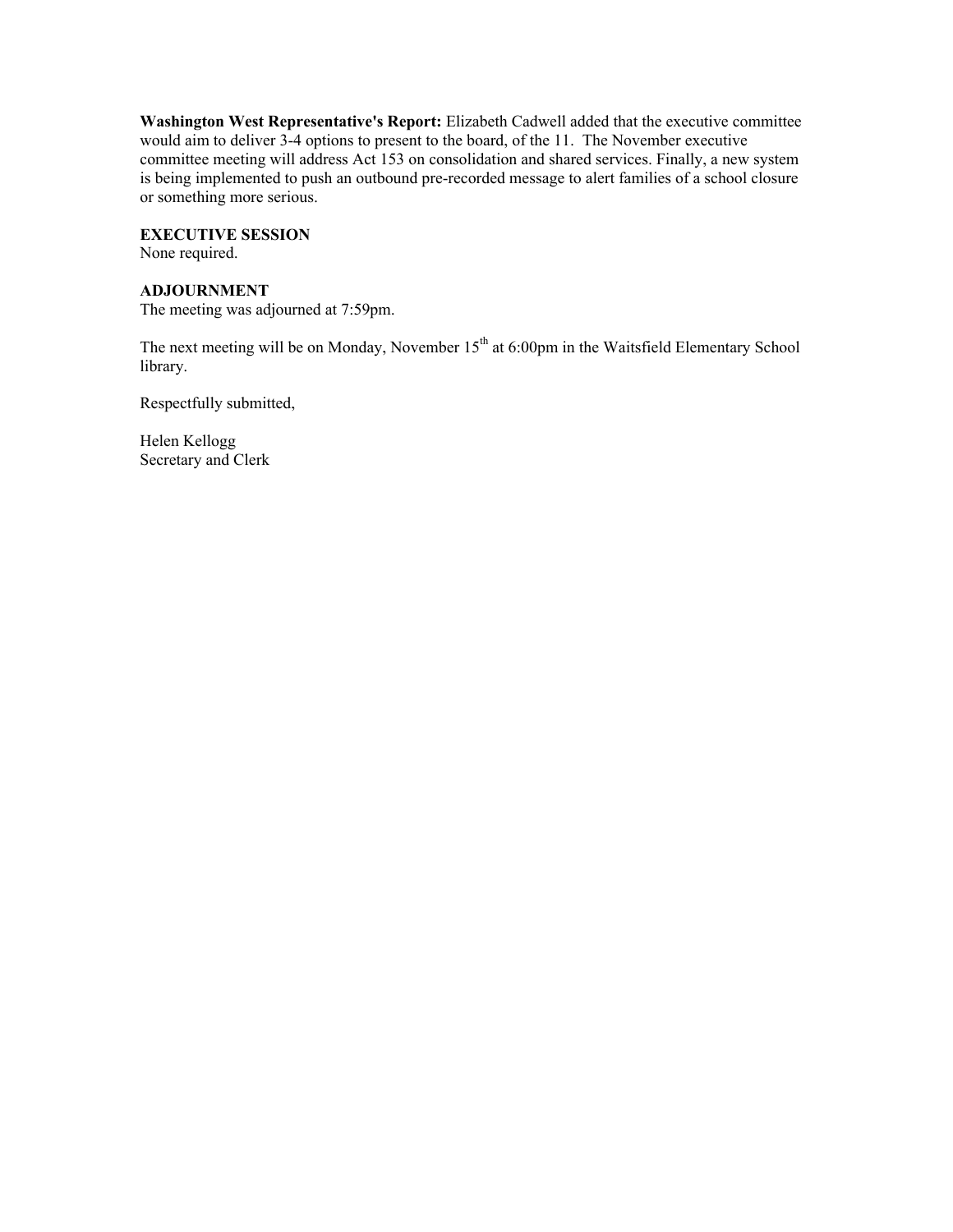**Washington West Representative's Report:** Elizabeth Cadwell added that the executive committee would aim to deliver 3-4 options to present to the board, of the 11. The November executive committee meeting will address Act 153 on consolidation and shared services. Finally, a new system is being implemented to push an outbound pre-recorded message to alert families of a school closure or something more serious.

**EXECUTIVE SESSION**
None required.

**ADJOURNMENT**
The meeting was adjourned at 7:59pm.

The next meeting will be on Monday, November 15th at 6:00pm in the Waitsfield Elementary School library.

Respectfully submitted,

Helen Kellogg
Secretary and Clerk